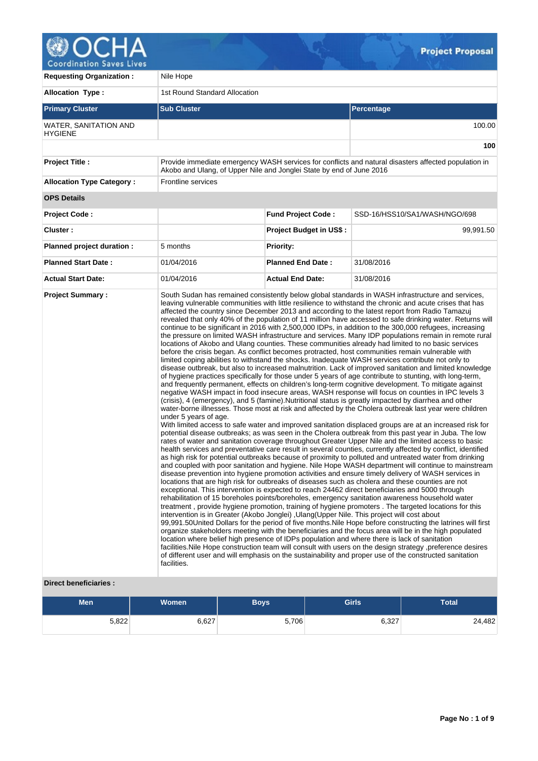# Project Proposal

| | | | |
|---|---|---|---|
| **Requesting Organization :** | Nile Hope | | |
| **Allocation Type :** | 1st Round Standard Allocation | | |

| **Primary Cluster** | **Sub Cluster** | **Percentage** |
|---|---|---|
| WATER, SANITATION AND HYGIENE | | 100.00 |
| | | **100** |

| | | | |
|---|---|---|---|
| **Project Title :** | Provide immediate emergency WASH services for conflicts and natural disasters affected population in Akobo and Ulang, of Upper Nile and Jonglei State by end of June 2016 | | |
| **Allocation Type Category :** | Frontline services | | |

**OPS Details**

| | | | |
|---|---|---|---|
| **Project Code :** | | **Fund Project Code :** | SSD-16/HSS10/SA1/WASH/NGO/698 |
| **Cluster :** | | **Project Budget in US$ :** | 99,991.50 |
| **Planned project duration :** | 5 months | **Priority:** | |
| **Planned Start Date :** | 01/04/2016 | **Planned End Date :** | 31/08/2016 |
| **Actual Start Date:** | 01/04/2016 | **Actual End Date:** | 31/08/2016 |

**Project Summary :**

South Sudan has remained consistently below global standards in WASH infrastructure and services, leaving vulnerable communities with little resilience to withstand the chronic and acute crises that has affected the country since December 2013 and according to the latest report from Radio Tamazuj revealed that only 40% of the population of 11 million have accessed to safe drinking water. Returns will continue to be significant in 2016 with 2,500,000 IDPs, in addition to the 300,000 refugees, increasing the pressure on limited WASH infrastructure and services. Many IDP populations remain in remote rural locations of Akobo and Ulang counties. These communities already had limited to no basic services before the crisis began. As conflict becomes protracted, host communities remain vulnerable with limited coping abilities to withstand the shocks. Inadequate WASH services contribute not only to disease outbreak, but also to increased malnutrition. Lack of improved sanitation and limited knowledge of hygiene practices specifically for those under 5 years of age contribute to stunting, with long-term, and frequently permanent, effects on children's long-term cognitive development. To mitigate against negative WASH impact in food insecure areas, WASH response will focus on counties in IPC levels 3 (crisis), 4 (emergency), and 5 (famine).Nutritional status is greatly impacted by diarrhea and other water-borne illnesses. Those most at risk and affected by the Cholera outbreak last year were children under 5 years of age.
With limited access to safe water and improved sanitation displaced groups are at an increased risk for potential disease outbreaks; as was seen in the Cholera outbreak from this past year in Juba. The low rates of water and sanitation coverage throughout Greater Upper Nile and the limited access to basic health services and preventative care result in several counties, currently affected by conflict, identified as high risk for potential outbreaks because of proximity to polluted and untreated water from drinking and coupled with poor sanitation and hygiene. Nile Hope WASH department will continue to mainstream disease prevention into hygiene promotion activities and ensure timely delivery of WASH services in locations that are high risk for outbreaks of diseases such as cholera and these counties are not exceptional. This intervention is expected to reach 24462 direct beneficiaries and 5000 through rehabilitation of 15 boreholes points/boreholes, emergency sanitation awareness household water treatment , provide hygiene promotion, training of hygiene promoters . The targeted locations for this intervention is in Greater (Akobo Jonglei) ,Ulang(Upper Nile. This project will cost about 99,991.50United Dollars for the period of five months.Nile Hope before constructing the latrines will first organize stakeholders meeting with the beneficiaries and the focus area will be in the high populated location where belief high presence of IDPs population and where there is lack of sanitation facilities.Nile Hope construction team will consult with users on the design strategy ,preference desires of different user and will emphasis on the sustainability and proper use of the constructed sanitation facilities.

**Direct beneficiaries :**

| Men | Women | Boys | Girls | Total |
|---|---|---|---|---|
| 5,822 | 6,627 | 5,706 | 6,327 | 24,482 |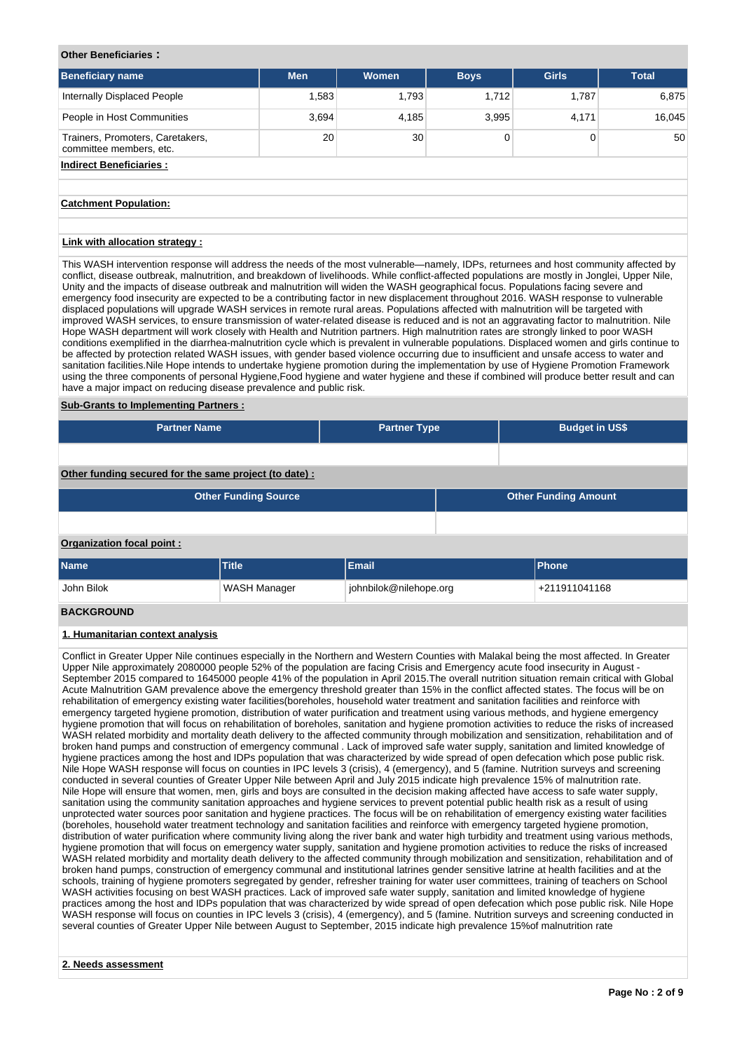**Other Beneficiaries :**

| Beneficiary name | Men | Women | Boys | Girls | Total |
|---|---|---|---|---|---|
| Internally Displaced People | 1,583 | 1,793 | 1,712 | 1,787 | 6,875 |
| People in Host Communities | 3,694 | 4,185 | 3,995 | 4,171 | 16,045 |
| Trainers, Promoters, Caretakers, committee members, etc. | 20 | 30 | 0 | 0 | 50 |

**Indirect Beneficiaries :**

**Catchment Population:**

**Link with allocation strategy :**

This WASH intervention response will address the needs of the most vulnerable—namely, IDPs, returnees and host community affected by conflict, disease outbreak, malnutrition, and breakdown of livelihoods. While conflict-affected populations are mostly in Jonglei, Upper Nile, Unity and the impacts of disease outbreak and malnutrition will widen the WASH geographical focus. Populations facing severe and emergency food insecurity are expected to be a contributing factor in new displacement throughout 2016. WASH response to vulnerable displaced populations will upgrade WASH services in remote rural areas. Populations affected with malnutrition will be targeted with improved WASH services, to ensure transmission of water-related disease is reduced and is not an aggravating factor to malnutrition. Nile Hope WASH department will work closely with Health and Nutrition partners. High malnutrition rates are strongly linked to poor WASH conditions exemplified in the diarrhea-malnutrition cycle which is prevalent in vulnerable populations. Displaced women and girls continue to be affected by protection related WASH issues, with gender based violence occurring due to insufficient and unsafe access to water and sanitation facilities.Nile Hope intends to undertake hygiene promotion during the implementation by use of Hygiene Promotion Framework using the three components of personal Hygiene,Food hygiene and water hygiene and these if combined will produce better result and can have a major impact on reducing disease prevalence and public risk.

**Sub-Grants to Implementing Partners :**

| Partner Name | Partner Type | Budget in US$ |
|---|---|---|
| | | |

**Other funding secured for the same project (to date) :**

| Other Funding Source | Other Funding Amount |
|---|---|
| | |

**Organization focal point :**

| Name | Title | Email | Phone |
|---|---|---|---|
| John Bilok | WASH Manager | johnbilok@nilehope.org | +211911041168 |

## BACKGROUND

### 1. Humanitarian context analysis

Conflict in Greater Upper Nile continues especially in the Northern and Western Counties with Malakal being the most affected. In Greater Upper Nile approximately 2080000 people 52% of the population are facing Crisis and Emergency acute food insecurity in August - September 2015 compared to 1645000 people 41% of the population in April 2015.The overall nutrition situation remain critical with Global Acute Malnutrition GAM prevalence above the emergency threshold greater than 15% in the conflict affected states. The focus will be on rehabilitation of emergency existing water facilities(boreholes, household water treatment and sanitation facilities and reinforce with emergency targeted hygiene promotion, distribution of water purification and treatment using various methods, and hygiene emergency hygiene promotion that will focus on rehabilitation of boreholes, sanitation and hygiene promotion activities to reduce the risks of increased WASH related morbidity and mortality death delivery to the affected community through mobilization and sensitization, rehabilitation and of broken hand pumps and construction of emergency communal . Lack of improved safe water supply, sanitation and limited knowledge of hygiene practices among the host and IDPs population that was characterized by wide spread of open defecation which pose public risk. Nile Hope WASH response will focus on counties in IPC levels 3 (crisis), 4 (emergency), and 5 (famine. Nutrition surveys and screening conducted in several counties of Greater Upper Nile between April and July 2015 indicate high prevalence 15% of malnutrition rate.
Nile Hope will ensure that women, men, girls and boys are consulted in the decision making affected have access to safe water supply, sanitation using the community sanitation approaches and hygiene services to prevent potential public health risk as a result of using unprotected water sources poor sanitation and hygiene practices. The focus will be on rehabilitation of emergency existing water facilities (boreholes, household water treatment technology and sanitation facilities and reinforce with emergency targeted hygiene promotion, distribution of water purification where community living along the river bank and water high turbidity and treatment using various methods, hygiene promotion that will focus on emergency water supply, sanitation and hygiene promotion activities to reduce the risks of increased WASH related morbidity and mortality death delivery to the affected community through mobilization and sensitization, rehabilitation and of broken hand pumps, construction of emergency communal and institutional latrines gender sensitive latrine at health facilities and at the schools, training of hygiene promoters segregated by gender, refresher training for water user committees, training of teachers on School WASH activities focusing on best WASH practices. Lack of improved safe water supply, sanitation and limited knowledge of hygiene practices among the host and IDPs population that was characterized by wide spread of open defecation which pose public risk. Nile Hope WASH response will focus on counties in IPC levels 3 (crisis), 4 (emergency), and 5 (famine. Nutrition surveys and screening conducted in several counties of Greater Upper Nile between August to September, 2015 indicate high prevalence 15%of malnutrition rate

### 2. Needs assessment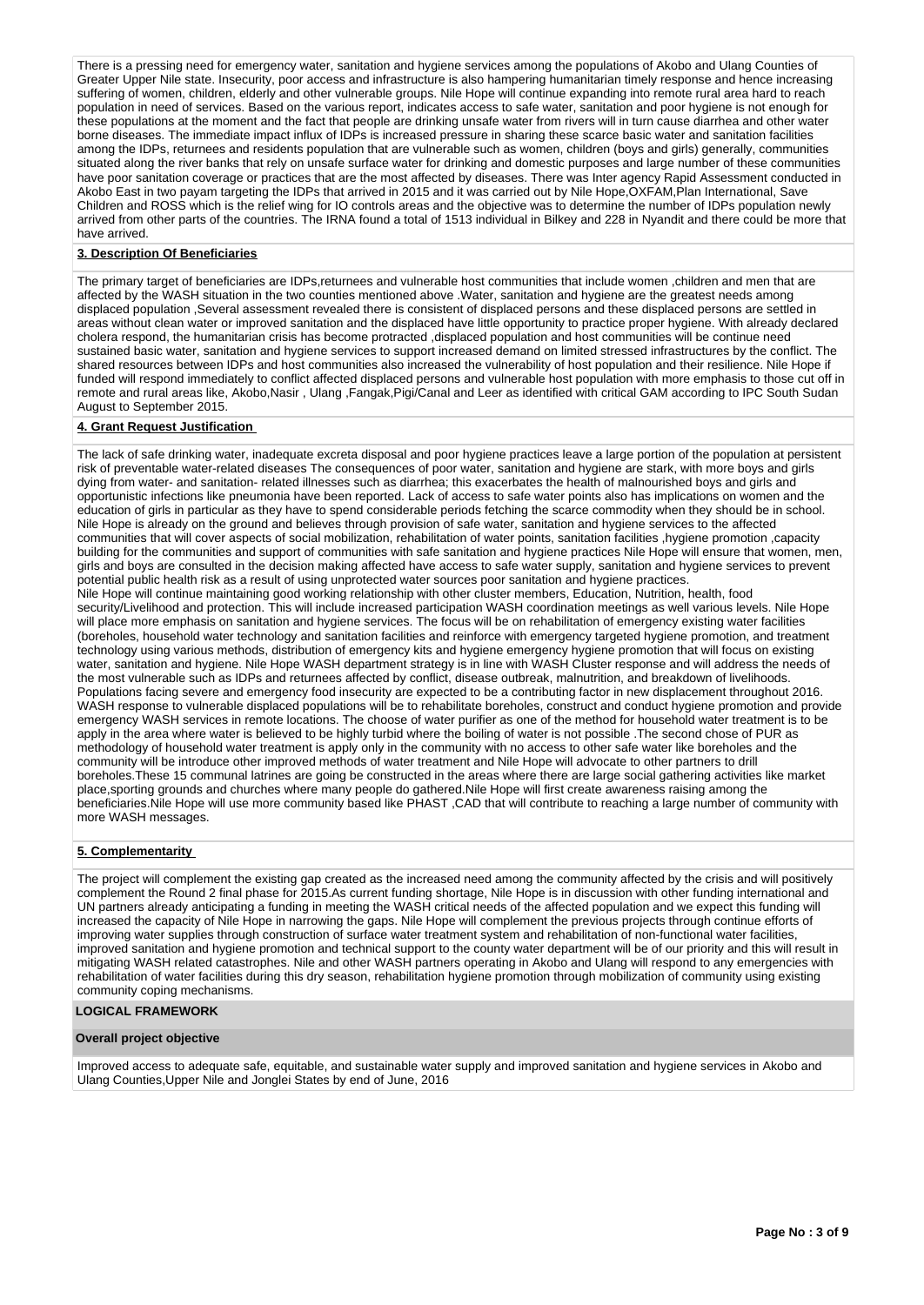There is a pressing need for emergency water, sanitation and hygiene services among the populations of Akobo and Ulang Counties of Greater Upper Nile state. Insecurity, poor access and infrastructure is also hampering humanitarian timely response and hence increasing suffering of women, children, elderly and other vulnerable groups. Nile Hope will continue expanding into remote rural area hard to reach population in need of services. Based on the various report, indicates access to safe water, sanitation and poor hygiene is not enough for these populations at the moment and the fact that people are drinking unsafe water from rivers will in turn cause diarrhea and other water borne diseases. The immediate impact influx of IDPs is increased pressure in sharing these scarce basic water and sanitation facilities among the IDPs, returnees and residents population that are vulnerable such as women, children (boys and girls) generally, communities situated along the river banks that rely on unsafe surface water for drinking and domestic purposes and large number of these communities have poor sanitation coverage or practices that are the most affected by diseases. There was Inter agency Rapid Assessment conducted in Akobo East in two payam targeting the IDPs that arrived in 2015 and it was carried out by Nile Hope,OXFAM,Plan International, Save Children and ROSS which is the relief wing for IO controls areas and the objective was to determine the number of IDPs population newly arrived from other parts of the countries. The IRNA found a total of 1513 individual in Bilkey and 228 in Nyandit and there could be more that have arrived.

**3. Description Of Beneficiaries**

The primary target of beneficiaries are IDPs,returnees and vulnerable host communities that include women ,children and men that are affected by the WASH situation in the two counties mentioned above .Water, sanitation and hygiene are the greatest needs among displaced population ,Several assessment revealed there is consistent of displaced persons and these displaced persons are settled in areas without clean water or improved sanitation and the displaced have little opportunity to practice proper hygiene. With already declared cholera respond, the humanitarian crisis has become protracted ,displaced population and host communities will be continue need sustained basic water, sanitation and hygiene services to support increased demand on limited stressed infrastructures by the conflict. The shared resources between IDPs and host communities also increased the vulnerability of host population and their resilience. Nile Hope if funded will respond immediately to conflict affected displaced persons and vulnerable host population with more emphasis to those cut off in remote and rural areas like, Akobo,Nasir , Ulang ,Fangak,Pigi/Canal and Leer as identified with critical GAM according to IPC South Sudan August to September 2015.

**4. Grant Request Justification**

The lack of safe drinking water, inadequate excreta disposal and poor hygiene practices leave a large portion of the population at persistent risk of preventable water-related diseases The consequences of poor water, sanitation and hygiene are stark, with more boys and girls dying from water- and sanitation- related illnesses such as diarrhea; this exacerbates the health of malnourished boys and girls and opportunistic infections like pneumonia have been reported. Lack of access to safe water points also has implications on women and the education of girls in particular as they have to spend considerable periods fetching the scarce commodity when they should be in school. Nile Hope is already on the ground and believes through provision of safe water, sanitation and hygiene services to the affected communities that will cover aspects of social mobilization, rehabilitation of water points, sanitation facilities ,hygiene promotion ,capacity building for the communities and support of communities with safe sanitation and hygiene practices Nile Hope will ensure that women, men, girls and boys are consulted in the decision making affected have access to safe water supply, sanitation and hygiene services to prevent potential public health risk as a result of using unprotected water sources poor sanitation and hygiene practices.
Nile Hope will continue maintaining good working relationship with other cluster members, Education, Nutrition, health, food security/Livelihood and protection. This will include increased participation WASH coordination meetings as well various levels. Nile Hope will place more emphasis on sanitation and hygiene services. The focus will be on rehabilitation of emergency existing water facilities (boreholes, household water technology and sanitation facilities and reinforce with emergency targeted hygiene promotion, and treatment technology using various methods, distribution of emergency kits and hygiene emergency hygiene promotion that will focus on existing water, sanitation and hygiene. Nile Hope WASH department strategy is in line with WASH Cluster response and will address the needs of the most vulnerable such as IDPs and returnees affected by conflict, disease outbreak, malnutrition, and breakdown of livelihoods. Populations facing severe and emergency food insecurity are expected to be a contributing factor in new displacement throughout 2016. WASH response to vulnerable displaced populations will be to rehabilitate boreholes, construct and conduct hygiene promotion and provide emergency WASH services in remote locations. The choose of water purifier as one of the method for household water treatment is to be apply in the area where water is believed to be highly turbid where the boiling of water is not possible .The second chose of PUR as methodology of household water treatment is apply only in the community with no access to other safe water like boreholes and the community will be introduce other improved methods of water treatment and Nile Hope will advocate to other partners to drill boreholes.These 15 communal latrines are going be constructed in the areas where there are large social gathering activities like market place,sporting grounds and churches where many people do gathered.Nile Hope will first create awareness raising among the beneficiaries.Nile Hope will use more community based like PHAST ,CAD that will contribute to reaching a large number of community with more WASH messages.

**5. Complementarity**

The project will complement the existing gap created as the increased need among the community affected by the crisis and will positively complement the Round 2 final phase for 2015.As current funding shortage, Nile Hope is in discussion with other funding international and UN partners already anticipating a funding in meeting the WASH critical needs of the affected population and we expect this funding will increased the capacity of Nile Hope in narrowing the gaps. Nile Hope will complement the previous projects through continue efforts of improving water supplies through construction of surface water treatment system and rehabilitation of non-functional water facilities, improved sanitation and hygiene promotion and technical support to the county water department will be of our priority and this will result in mitigating WASH related catastrophes. Nile and other WASH partners operating in Akobo and Ulang will respond to any emergencies with rehabilitation of water facilities during this dry season, rehabilitation hygiene promotion through mobilization of community using existing community coping mechanisms.

**LOGICAL FRAMEWORK**

**Overall project objective**

Improved access to adequate safe, equitable, and sustainable water supply and improved sanitation and hygiene services in Akobo and Ulang Counties,Upper Nile and Jonglei States by end of June, 2016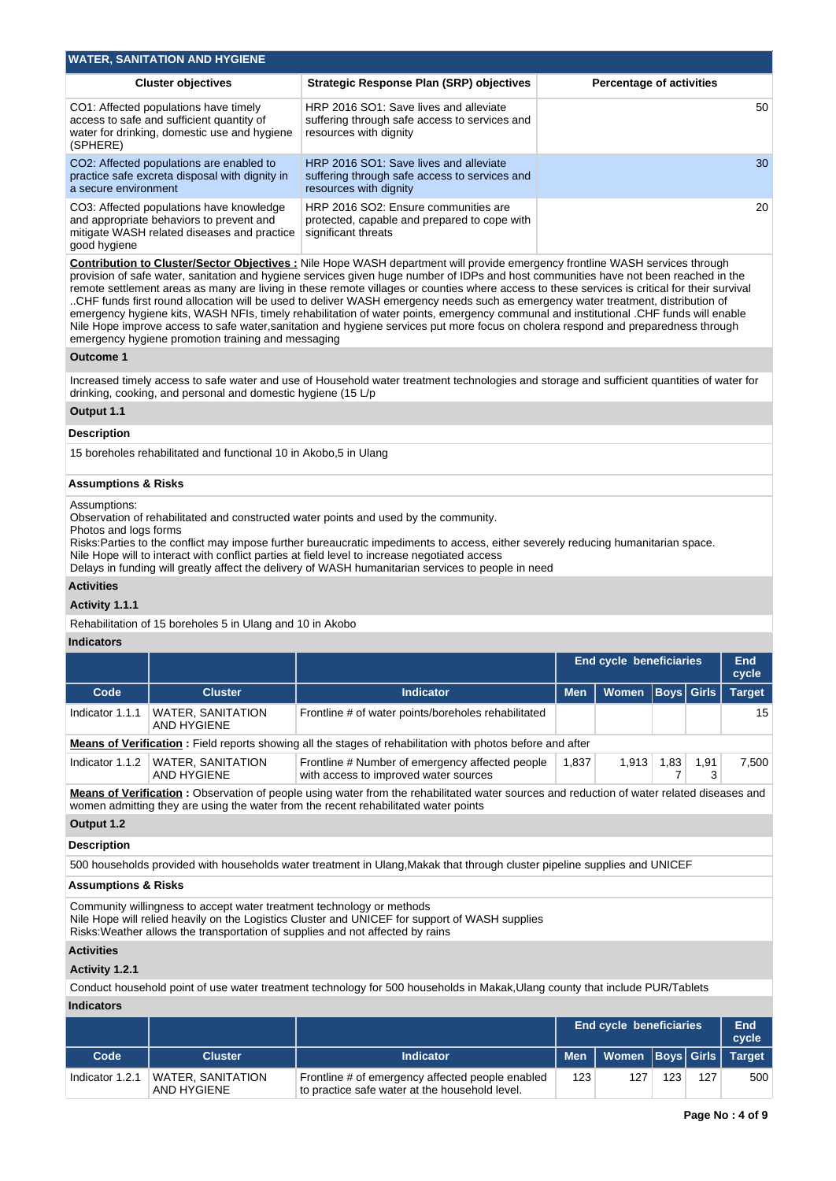## WATER, SANITATION AND HYGIENE

| Cluster objectives | Strategic Response Plan (SRP) objectives | Percentage of activities |
|---|---|---|
| CO1: Affected populations have timely access to safe and sufficient quantity of water for drinking, domestic use and hygiene (SPHERE) | HRP 2016 SO1: Save lives and alleviate suffering through safe access to services and resources with dignity | 50 |
| CO2: Affected populations are enabled to practice safe excreta disposal with dignity in a secure environment | HRP 2016 SO1: Save lives and alleviate suffering through safe access to services and resources with dignity | 30 |
| CO3: Affected populations have knowledge and appropriate behaviors to prevent and mitigate WASH related diseases and practice good hygiene | HRP 2016 SO2: Ensure communities are protected, capable and prepared to cope with significant threats | 20 |

**Contribution to Cluster/Sector Objectives :** Nile Hope WASH department will provide emergency frontline WASH services through provision of safe water, sanitation and hygiene services given huge number of IDPs and host communities have not been reached in the remote settlement areas as many are living in these remote villages or counties where access to these services is critical for their survival ..CHF funds first round allocation will be used to deliver WASH emergency needs such as emergency water treatment, distribution of emergency hygiene kits, WASH NFIs, timely rehabilitation of water points, emergency communal and institutional .CHF funds will enable Nile Hope improve access to safe water,sanitation and hygiene services put more focus on cholera respond and preparedness through emergency hygiene promotion training and messaging

### Outcome 1

Increased timely access to safe water and use of Household water treatment technologies and storage and sufficient quantities of water for drinking, cooking, and personal and domestic hygiene (15 L/p

### Output 1.1

**Description**

15 boreholes rehabilitated and functional 10 in Akobo,5 in Ulang

**Assumptions & Risks**

Assumptions:
Observation of rehabilitated and constructed water points and used by the community.
Photos and logs forms
Risks:Parties to the conflict may impose further bureaucratic impediments to access, either severely reducing humanitarian space.
Nile Hope will to interact with conflict parties at field level to increase negotiated access
Delays in funding will greatly affect the delivery of WASH humanitarian services to people in need

**Activities**

**Activity 1.1.1**

Rehabilitation of 15 boreholes 5 in Ulang and 10 in Akobo

**Indicators**

| | | | End cycle beneficiaries | | | | End cycle |
|---|---|---|---|---|---|---|---|
| Code | Cluster | Indicator | Men | Women | Boys | Girls | Target |
| Indicator 1.1.1 | WATER, SANITATION AND HYGIENE | Frontline # of water points/boreholes rehabilitated | | | | | 15 |
| **Means of Verification :** Field reports showing all the stages of rehabilitation with photos before and after | | | | | | | |
| Indicator 1.1.2 | WATER, SANITATION AND HYGIENE | Frontline # Number of emergency affected people with access to improved water sources | 1,837 | 1,913 | 1,837 | 1,913 | 7,500 |
| **Means of Verification :** Observation of people using water from the rehabilitated water sources and reduction of water related diseases and women admitting they are using the water from the recent rehabilitated water points | | | | | | | |

### Output 1.2

**Description**

500 households provided with households water treatment in Ulang,Makak that through cluster pipeline supplies and UNICEF

**Assumptions & Risks**

Community willingness to accept water treatment technology or methods
Nile Hope will relied heavily on the Logistics Cluster and UNICEF for support of WASH supplies
Risks:Weather allows the transportation of supplies and not affected by rains

**Activities**

**Activity 1.2.1**

Conduct household point of use water treatment technology for 500 households in Makak,Ulang county that include PUR/Tablets

**Indicators**

| | | | End cycle beneficiaries | | | | End cycle |
|---|---|---|---|---|---|---|---|
| Code | Cluster | Indicator | Men | Women | Boys | Girls | Target |
| Indicator 1.2.1 | WATER, SANITATION AND HYGIENE | Frontline # of emergency affected people enabled to practice safe water at the household level. | 123 | 127 | 123 | 127 | 500 |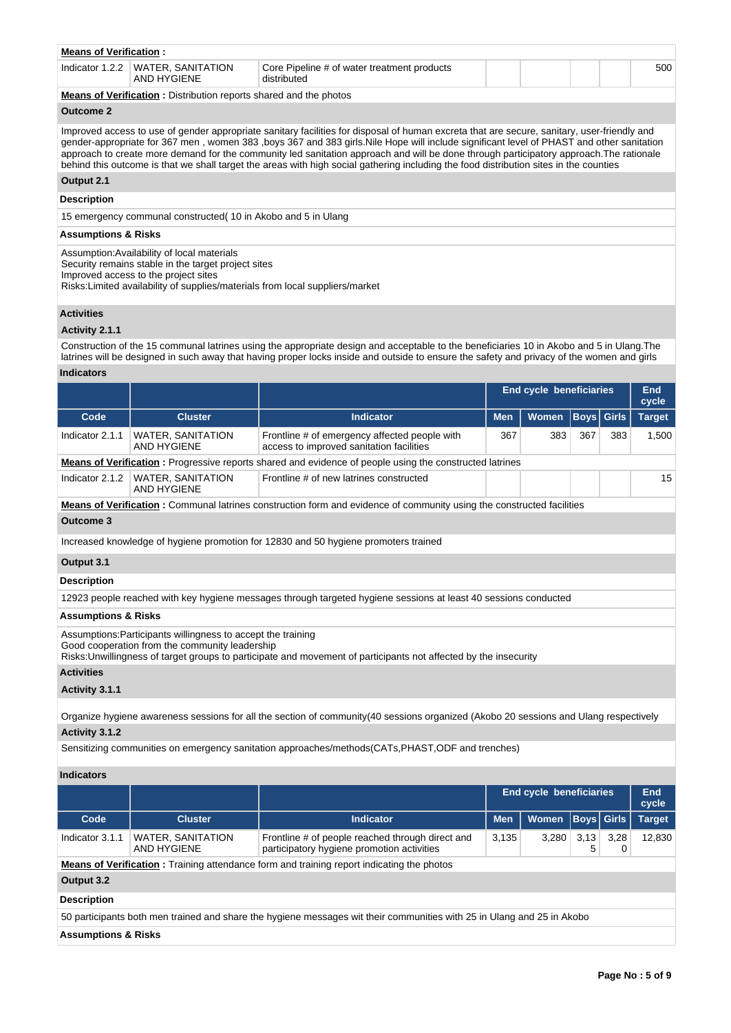**Means of Verification :**

| Indicator 1.2.2 | WATER, SANITATION AND HYGIENE | Core Pipeline # of water treatment products distributed | | | | | 500 |
|---|---|---|---|---|---|---|---|

**Means of Verification :** Distribution reports shared and the photos

**Outcome 2**

Improved access to use of gender appropriate sanitary facilities for disposal of human excreta that are secure, sanitary, user-friendly and gender-appropriate for 367 men , women 383 ,boys 367 and 383 girls.Nile Hope will include significant level of PHAST and other sanitation approach to create more demand for the community led sanitation approach and will be done through participatory approach.The rationale behind this outcome is that we shall target the areas with high social gathering including the food distribution sites in the counties

**Output 2.1**

**Description**

15 emergency communal constructed( 10 in Akobo and 5 in Ulang

**Assumptions & Risks**

Assumption:Availability of local materials
Security remains stable in the target project sites
Improved access to the project sites
Risks:Limited availability of supplies/materials from local suppliers/market

**Activities**

**Activity 2.1.1**

Construction of the 15 communal latrines using the appropriate design and acceptable to the beneficiaries 10 in Akobo and 5 in Ulang.The latrines will be designed in such away that having proper locks inside and outside to ensure the safety and privacy of the women and girls

**Indicators**

| | | | End cycle beneficiaries | | | | End cycle |
|---|---|---|---|---|---|---|---|
| **Code** | **Cluster** | **Indicator** | **Men** | **Women** | **Boys** | **Girls** | **Target** |
| Indicator 2.1.1 | WATER, SANITATION AND HYGIENE | Frontline # of emergency affected people with access to improved sanitation facilities | 367 | 383 | 367 | 383 | 1,500 |
| **Means of Verification :** Progressive reports shared and evidence of people using the constructed latrines | | | | | | | |
| Indicator 2.1.2 | WATER, SANITATION AND HYGIENE | Frontline # of new latrines constructed | | | | | 15 |
| **Means of Verification :** Communal latrines construction form and evidence of community using the constructed facilities | | | | | | | |

**Outcome 3**

Increased knowledge of hygiene promotion for 12830 and 50 hygiene promoters trained

**Output 3.1**

**Description**

12923 people reached with key hygiene messages through targeted hygiene sessions at least 40 sessions conducted

**Assumptions & Risks**

Assumptions:Participants willingness to accept the training
Good cooperation from the community leadership
Risks:Unwillingness of target groups to participate and movement of participants not affected by the insecurity

**Activities**

**Activity 3.1.1**

Organize hygiene awareness sessions for all the section of community(40 sessions organized (Akobo 20 sessions and Ulang respectively

**Activity 3.1.2**

Sensitizing communities on emergency sanitation approaches/methods(CATs,PHAST,ODF and trenches)

**Indicators**

| | | | End cycle beneficiaries | | | | End cycle |
|---|---|---|---|---|---|---|---|
| **Code** | **Cluster** | **Indicator** | **Men** | **Women** | **Boys** | **Girls** | **Target** |
| Indicator 3.1.1 | WATER, SANITATION AND HYGIENE | Frontline # of people reached through direct and participatory hygiene promotion activities | 3,135 | 3,280 | 3,135 | 3,280 | 12,830 |
| **Means of Verification :** Training attendance form and training report indicating the photos | | | | | | | |

**Output 3.2**

**Description**

50 participants both men trained and share the hygiene messages wit their communities with 25 in Ulang and 25 in Akobo

**Assumptions & Risks**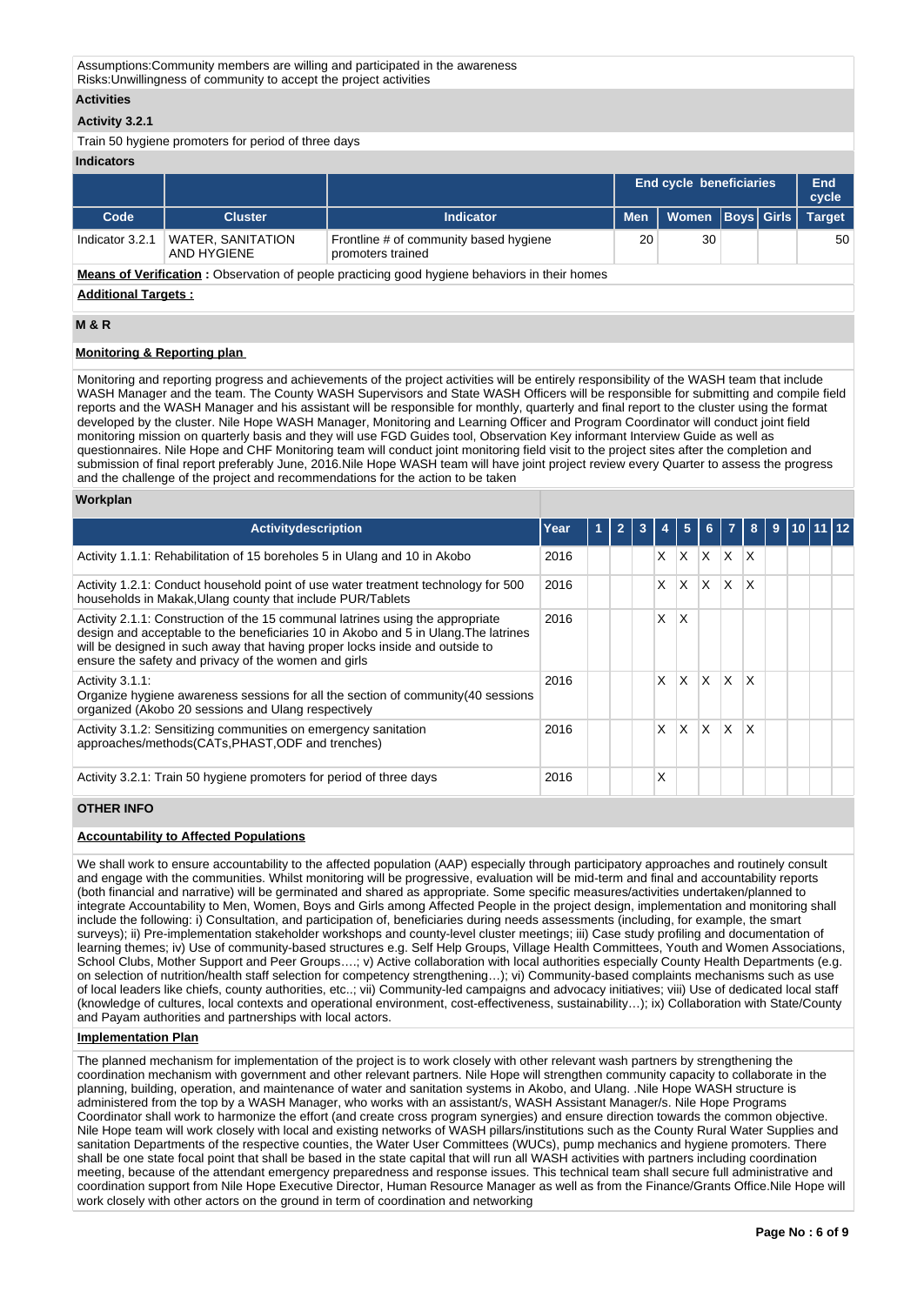Assumptions:Community members are willing and participated in the awareness
Risks:Unwillingness of community to accept the project activities

**Activities**

**Activity 3.2.1**

Train 50 hygiene promoters for period of three days

**Indicators**

| | | | End cycle beneficiaries | | | | End cycle |
|---|---|---|---|---|---|---|---|
| **Code** | **Cluster** | **Indicator** | **Men** | **Women** | **Boys** | **Girls** | **Target** |
| Indicator 3.2.1 | WATER, SANITATION AND HYGIENE | Frontline # of community based hygiene promoters trained | 20 | 30 | | | 50 |

**Means of Verification :** Observation of people practicing good hygiene behaviors in their homes

**Additional Targets :**

## M & R

**Monitoring & Reporting plan**

Monitoring and reporting progress and achievements of the project activities will be entirely responsibility of the WASH team that include WASH Manager and the team. The County WASH Supervisors and State WASH Officers will be responsible for submitting and compile field reports and the WASH Manager and his assistant will be responsible for monthly, quarterly and final report to the cluster using the format developed by the cluster. Nile Hope WASH Manager, Monitoring and Learning Officer and Program Coordinator will conduct joint field monitoring mission on quarterly basis and they will use FGD Guides tool, Observation Key informant Interview Guide as well as questionnaires. Nile Hope and CHF Monitoring team will conduct joint monitoring field visit to the project sites after the completion and submission of final report preferably June, 2016.Nile Hope WASH team will have joint project review every Quarter to assess the progress and the challenge of the project and recommendations for the action to be taken

**Workplan**

| Activitydescription | Year | 1 | 2 | 3 | 4 | 5 | 6 | 7 | 8 | 9 | 10 | 11 | 12 |
|---|---|---|---|---|---|---|---|---|---|---|---|---|---|
| Activity 1.1.1: Rehabilitation of 15 boreholes 5 in Ulang and 10 in Akobo | 2016 | | | | X | X | X | X | X | | | | |
| Activity 1.2.1: Conduct household point of use water treatment technology for 500 households in Makak,Ulang county that include PUR/Tablets | 2016 | | | | X | X | X | X | X | | | | |
| Activity 2.1.1: Construction of the 15 communal latrines using the appropriate design and acceptable to the beneficiaries 10 in Akobo and 5 in Ulang.The latrines will be designed in such away that having proper locks inside and outside to ensure the safety and privacy of the women and girls | 2016 | | | | X | X | | | | | | | |
| Activity 3.1.1: Organize hygiene awareness sessions for all the section of community(40 sessions organized (Akobo 20 sessions and Ulang respectively | 2016 | | | | X | X | X | X | X | | | | |
| Activity 3.1.2: Sensitizing communities on emergency sanitation approaches/methods(CATs,PHAST,ODF and trenches) | 2016 | | | | X | X | X | X | X | | | | |
| Activity 3.2.1: Train 50 hygiene promoters for period of three days | 2016 | | | | X | | | | | | | | |

## OTHER INFO

**Accountability to Affected Populations**

We shall work to ensure accountability to the affected population (AAP) especially through participatory approaches and routinely consult and engage with the communities. Whilst monitoring will be progressive, evaluation will be mid-term and final and accountability reports (both financial and narrative) will be germinated and shared as appropriate. Some specific measures/activities undertaken/planned to integrate Accountability to Men, Women, Boys and Girls among Affected People in the project design, implementation and monitoring shall include the following: i) Consultation, and participation of, beneficiaries during needs assessments (including, for example, the smart surveys); ii) Pre-implementation stakeholder workshops and county-level cluster meetings; iii) Case study profiling and documentation of learning themes; iv) Use of community-based structures e.g. Self Help Groups, Village Health Committees, Youth and Women Associations, School Clubs, Mother Support and Peer Groups….; v) Active collaboration with local authorities especially County Health Departments (e.g. on selection of nutrition/health staff selection for competency strengthening…); vi) Community-based complaints mechanisms such as use of local leaders like chiefs, county authorities, etc..; vii) Community-led campaigns and advocacy initiatives; viii) Use of dedicated local staff (knowledge of cultures, local contexts and operational environment, cost-effectiveness, sustainability…); ix) Collaboration with State/County and Payam authorities and partnerships with local actors.

**Implementation Plan**

The planned mechanism for implementation of the project is to work closely with other relevant wash partners by strengthening the coordination mechanism with government and other relevant partners. Nile Hope will strengthen community capacity to collaborate in the planning, building, operation, and maintenance of water and sanitation systems in Akobo, and Ulang. .Nile Hope WASH structure is administered from the top by a WASH Manager, who works with an assistant/s, WASH Assistant Manager/s. Nile Hope Programs Coordinator shall work to harmonize the effort (and create cross program synergies) and ensure direction towards the common objective. Nile Hope team will work closely with local and existing networks of WASH pillars/institutions such as the County Rural Water Supplies and sanitation Departments of the respective counties, the Water User Committees (WUCs), pump mechanics and hygiene promoters. There shall be one state focal point that shall be based in the state capital that will run all WASH activities with partners including coordination meeting, because of the attendant emergency preparedness and response issues. This technical team shall secure full administrative and coordination support from Nile Hope Executive Director, Human Resource Manager as well as from the Finance/Grants Office.Nile Hope will work closely with other actors on the ground in term of coordination and networking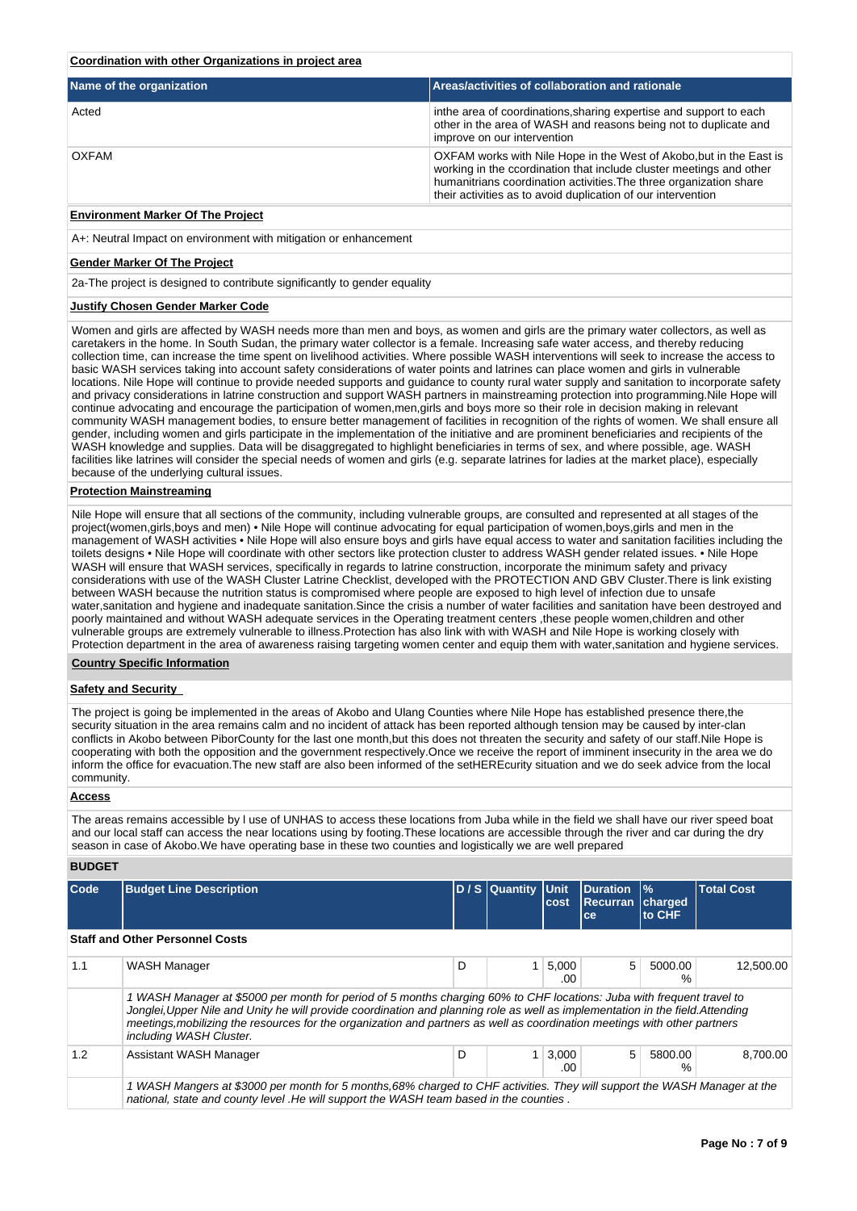**Coordination with other Organizations in project area**

| Name of the organization | Areas/activities of collaboration and rationale |
|---|---|
| Acted | inthe area of coordinations,sharing expertise and support to each other in the area of WASH and reasons being not to duplicate and improve on our intervention |
| OXFAM | OXFAM works with Nile Hope in the West of Akobo,but in the East is working in the ccordination that include cluster meetings and other humanitrians coordination activities.The three organization share their activities as to avoid duplication of our intervention |

**Environment Marker Of The Project**

A+: Neutral Impact on environment with mitigation or enhancement

**Gender Marker Of The Project**

2a-The project is designed to contribute significantly to gender equality

**Justify Chosen Gender Marker Code**

Women and girls are affected by WASH needs more than men and boys, as women and girls are the primary water collectors, as well as caretakers in the home. In South Sudan, the primary water collector is a female. Increasing safe water access, and thereby reducing collection time, can increase the time spent on livelihood activities. Where possible WASH interventions will seek to increase the access to basic WASH services taking into account safety considerations of water points and latrines can place women and girls in vulnerable locations. Nile Hope will continue to provide needed supports and guidance to county rural water supply and sanitation to incorporate safety and privacy considerations in latrine construction and support WASH partners in mainstreaming protection into programming.Nile Hope will continue advocating and encourage the participation of women,men,girls and boys more so their role in decision making in relevant community WASH management bodies, to ensure better management of facilities in recognition of the rights of women. We shall ensure all gender, including women and girls participate in the implementation of the initiative and are prominent beneficiaries and recipients of the WASH knowledge and supplies. Data will be disaggregated to highlight beneficiaries in terms of sex, and where possible, age. WASH facilities like latrines will consider the special needs of women and girls (e.g. separate latrines for ladies at the market place), especially because of the underlying cultural issues.

**Protection Mainstreaming**

Nile Hope will ensure that all sections of the community, including vulnerable groups, are consulted and represented at all stages of the project(women,girls,boys and men) • Nile Hope will continue advocating for equal participation of women,boys,girls and men in the management of WASH activities • Nile Hope will also ensure boys and girls have equal access to water and sanitation facilities including the toilets designs • Nile Hope will coordinate with other sectors like protection cluster to address WASH gender related issues. • Nile Hope WASH will ensure that WASH services, specifically in regards to latrine construction, incorporate the minimum safety and privacy considerations with use of the WASH Cluster Latrine Checklist, developed with the PROTECTION AND GBV Cluster.There is link existing between WASH because the nutrition status is compromised where people are exposed to high level of infection due to unsafe water,sanitation and hygiene and inadequate sanitation.Since the crisis a number of water facilities and sanitation have been destroyed and poorly maintained and without WASH adequate services in the Operating treatment centers ,these people women,children and other vulnerable groups are extremely vulnerable to illness.Protection has also link with with WASH and Nile Hope is working closely with Protection department in the area of awareness raising targeting women center and equip them with water,sanitation and hygiene services.

**Country Specific Information**

**Safety and Security**

The project is going be implemented in the areas of Akobo and Ulang Counties where Nile Hope has established presence there,the security situation in the area remains calm and no incident of attack has been reported although tension may be caused by inter-clan conflicts in Akobo between PiborCounty for the last one month,but this does not threaten the security and safety of our staff.Nile Hope is cooperating with both the opposition and the government respectively.Once we receive the report of imminent insecurity in the area we do inform the office for evacuation.The new staff are also been informed of the setHEREcurity situation and we do seek advice from the local community.

**Access**

The areas remains accessible by l use of UNHAS to access these locations from Juba while in the field we shall have our river speed boat and our local staff can access the near locations using by footing.These locations are accessible through the river and car during the dry season in case of Akobo.We have operating base in these two counties and logistically we are well prepared

**BUDGET**

| Code | Budget Line Description | D / S | Quantity | Unit cost | Duration Recurrance | % charged to CHF | Total Cost |
|---|---|---|---|---|---|---|---|
| **Staff and Other Personnel Costs** | | | | | | | |
| 1.1 | WASH Manager | D | 1 | 5,000.00 | 5 | 5000.00 % | 12,500.00 |
| | *1 WASH Manager at $5000 per month for period of 5 months charging 60% to CHF locations: Juba with frequent travel to Jonglei,Upper Nile and Unity he will provide coordination and planning role as well as implementation in the field.Attending meetings,mobilizing the resources for the organization and partners as well as coordination meetings with other partners including WASH Cluster.* | | | | | | |
| 1.2 | Assistant WASH Manager | D | 1 | 3,000.00 | 5 | 5800.00 % | 8,700.00 |
| | *1 WASH Mangers at $3000 per month for 5 months,68% charged to CHF activities. They will support the WASH Manager at the national, state and county level .He will support the WASH team based in the counties .* | | | | | | |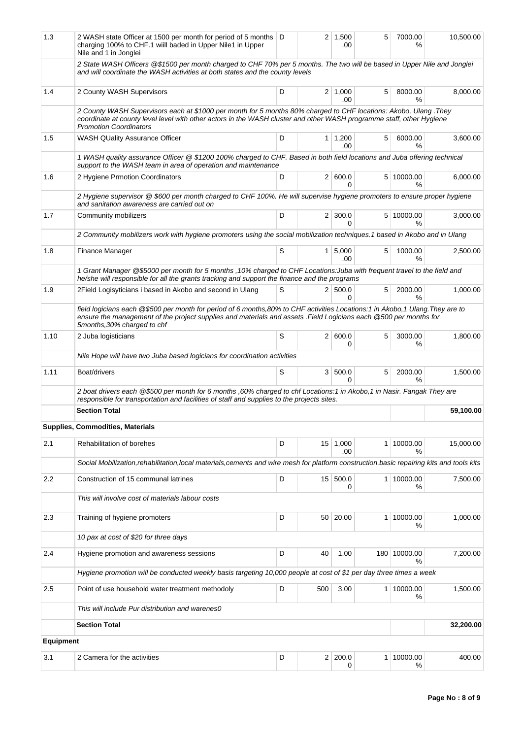| | | | | | | | |
|---|---|---|---|---|---|---|---|
| 1.3 | 2 WASH state Officer at 1500 per month for period of 5 months charging 100% to CHF.1 wiill baded in Upper Nile1 in Upper Nile and 1 in Jonglei | D | 2 | 1,500.00 | 5 | 7000.00 % | 10,500.00 |
| | *2 State WASH Officers @$1500 per month charged to CHF 70% per 5 months. The two will be based in Upper Nile and Jonglei and will coordinate the WASH activities at both states and the county levels* | | | | | | |
| 1.4 | 2 County WASH Supervisors | D | 2 | 1,000.00 | 5 | 8000.00 % | 8,000.00 |
| | *2 County WASH Supervisors each at $1000 per month for 5 months 80% charged to CHF locations: Akobo, Ulang .They coordinate at county level level with other actors in the WASH cluster and other WASH programme staff, other Hygiene Promotion Coordinators* | | | | | | |
| 1.5 | WASH QUality Assurance Officer | D | 1 | 1,200.00 | 5 | 6000.00 % | 3,600.00 |
| | *1 WASH quality assurance Officer @ $1200 100% charged to CHF. Based in both field locations and Juba offering technical support to the WASH team in area of operation and maintenance* | | | | | | |
| 1.6 | 2 Hygiene Prmotion Coordinators | D | 2 | 600.00 | 5 | 10000.00 % | 6,000.00 |
| | *2 Hygiene supervisor @ $600 per month charged to CHF 100%. He will supervise hygiene promoters to ensure proper hygiene and sanitation awareness are carried out on* | | | | | | |
| 1.7 | Community mobilizers | D | 2 | 300.00 | 5 | 10000.00 % | 3,000.00 |
| | *2 Community mobilizers work with hygiene promoters using the social mobilization techniques.1 based in Akobo and in Ulang* | | | | | | |
| 1.8 | Finance Manager | S | 1 | 5,000.00 | 5 | 1000.00 % | 2,500.00 |
| | *1 Grant Manager @$5000 per month for 5 months ,10% charged to CHF Locations:Juba with frequent travel to the field and he/she will responsible for all the grants tracking and support the finance and the programs* | | | | | | |
| 1.9 | 2Field Logisyticians i based in Akobo and second in Ulang | S | 2 | 500.00 | 5 | 2000.00 % | 1,000.00 |
| | *field logicians each @$500 per month for period of 6 months,80% to CHF activities Locations:1 in Akobo,1 Ulang.They are to ensure the management of the project supplies and materials and assets .Field Logicians each @500 per months for 5months,30% charged to chf* | | | | | | |
| 1.10 | 2 Juba logisticians | S | 2 | 600.00 | 5 | 3000.00 % | 1,800.00 |
| | *Nile Hope will have two Juba based logicians for coordination activities* | | | | | | |
| 1.11 | Boat/drivers | S | 3 | 500.00 | 5 | 2000.00 % | 1,500.00 |
| | *2 boat drivers each @$500 per month for 6 months ,60% charged to chf Locations:1 in Akobo,1 in Nasir. Fangak They are responsible for transportation and facilities of staff and supplies to the projects sites.* | | | | | | |
| | **Section Total** | | | | | | **59,100.00** |
| **Supplies, Commodities, Materials** | | | | | | | |
| 2.1 | Rehabilitation of borehes | D | 15 | 1,000.00 | 1 | 10000.00 % | 15,000.00 |
| | *Social Mobilization,rehabilitation,local materials,cements and wire mesh for platform construction.basic repairing kits and tools kits* | | | | | | |
| 2.2 | Construction of 15 communal latrines | D | 15 | 500.00 | 1 | 10000.00 % | 7,500.00 |
| | *This will involve cost of materials labour costs* | | | | | | |
| 2.3 | Training of hygiene promoters | D | 50 | 20.00 | 1 | 10000.00 % | 1,000.00 |
| | *10 pax at cost of $20 for three days* | | | | | | |
| 2.4 | Hygiene promotion and awareness sessions | D | 40 | 1.00 | 180 | 10000.00 % | 7,200.00 |
| | *Hygiene promotion will be conducted weekly basis targeting 10,000 people at cost of $1 per day three times a week* | | | | | | |
| 2.5 | Point of use household water treatment methodoly | D | 500 | 3.00 | 1 | 10000.00 % | 1,500.00 |
| | *This will include Pur distribution and warenes0* | | | | | | |
| | **Section Total** | | | | | | **32,200.00** |
| **Equipment** | | | | | | | |
| 3.1 | 2 Camera for the activities | D | 2 | 200.00 | 1 | 10000.00 % | 400.00 |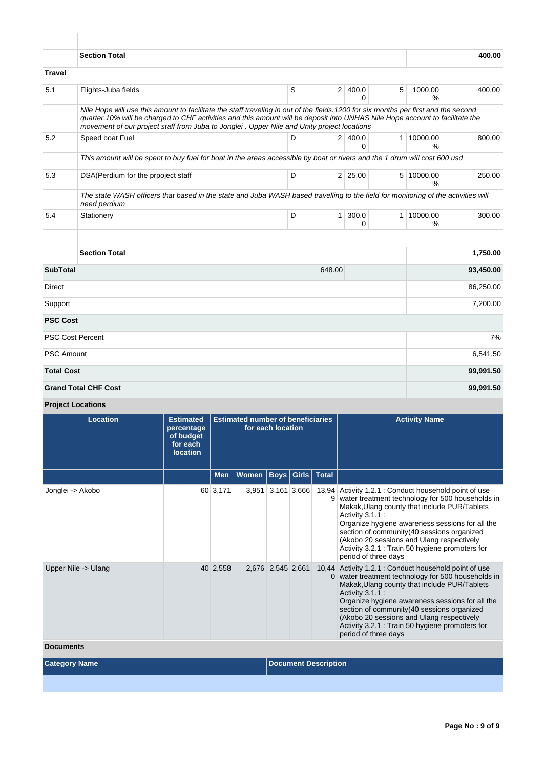| | | | | | | | |
|---|---|---|---|---|---|---|---|
| | **Section Total** | | | | | | **400.00** |
| **Travel** | | | | | | | |
| 5.1 | Flights-Juba fields | S | 2 | 400.00 | 5 | 1000.00 % | 400.00 |
| | *Nile Hope will use this amount to facilitate the staff traveling in out of the fields.1200 for six months per first and the second quarter.10% will be charged to CHF activities and this amount will be deposit into UNHAS Nile Hope account to facilitate the movement of our project staff from Juba to Jonglei , Upper Nile and Unity project locations* | | | | | | |
| 5.2 | Speed boat Fuel | D | 2 | 400.00 | 1 | 10000.00 % | 800.00 |
| | *This amount will be spent to buy fuel for boat in the areas accessible by boat or rivers and the 1 drum will cost 600 usd* | | | | | | |
| 5.3 | DSA(Perdium for the prpoject staff | D | 2 | 25.00 | 5 | 10000.00 % | 250.00 |
| | *The state WASH officers that based in the state and Juba WASH based travelling to the field for monitoring of the activities will need perdium* | | | | | | |
| 5.4 | Stationery | D | 1 | 300.00 | 1 | 10000.00 % | 300.00 |
| | | | | | | | |
| | **Section Total** | | | | | | **1,750.00** |
| **SubTotal** | | | 648.00 | | | | **93,450.00** |
| Direct | | | | | | | 86,250.00 |
| Support | | | | | | | 7,200.00 |
| **PSC Cost** | | | | | | | |
| PSC Cost Percent | | | | | | | 7% |
| PSC Amount | | | | | | | 6,541.50 |
| **Total Cost** | | | | | | | **99,991.50** |
| **Grand Total CHF Cost** | | | | | | | **99,991.50** |

**Project Locations**

| Location | Estimated percentage of budget for each location | Estimated number of beneficiaries for each location | | | | | Activity Name |
|---|---|---|---|---|---|---|---|
| | | Men | Women | Boys | Girls | Total | |
| Jonglei -> Akobo | 60 | 3,171 | 3,951 | 3,161 | 3,666 | 13,949 | Activity 1.2.1 : Conduct household point of use water treatment technology for 500 households in Makak,Ulang county that include PUR/Tablets<br>Activity 3.1.1 :<br>Organize hygiene awareness sessions for all the section of community(40 sessions organized (Akobo 20 sessions and Ulang respectively<br>Activity 3.2.1 : Train 50 hygiene promoters for period of three days |
| Upper Nile -> Ulang | 40 | 2,558 | 2,676 | 2,545 | 2,661 | 10,440 | Activity 1.2.1 : Conduct household point of use water treatment technology for 500 households in Makak,Ulang county that include PUR/Tablets<br>Activity 3.1.1 :<br>Organize hygiene awareness sessions for all the section of community(40 sessions organized (Akobo 20 sessions and Ulang respectively<br>Activity 3.2.1 : Train 50 hygiene promoters for period of three days |

**Documents**

| Category Name | Document Description |
|---|---|
| | |